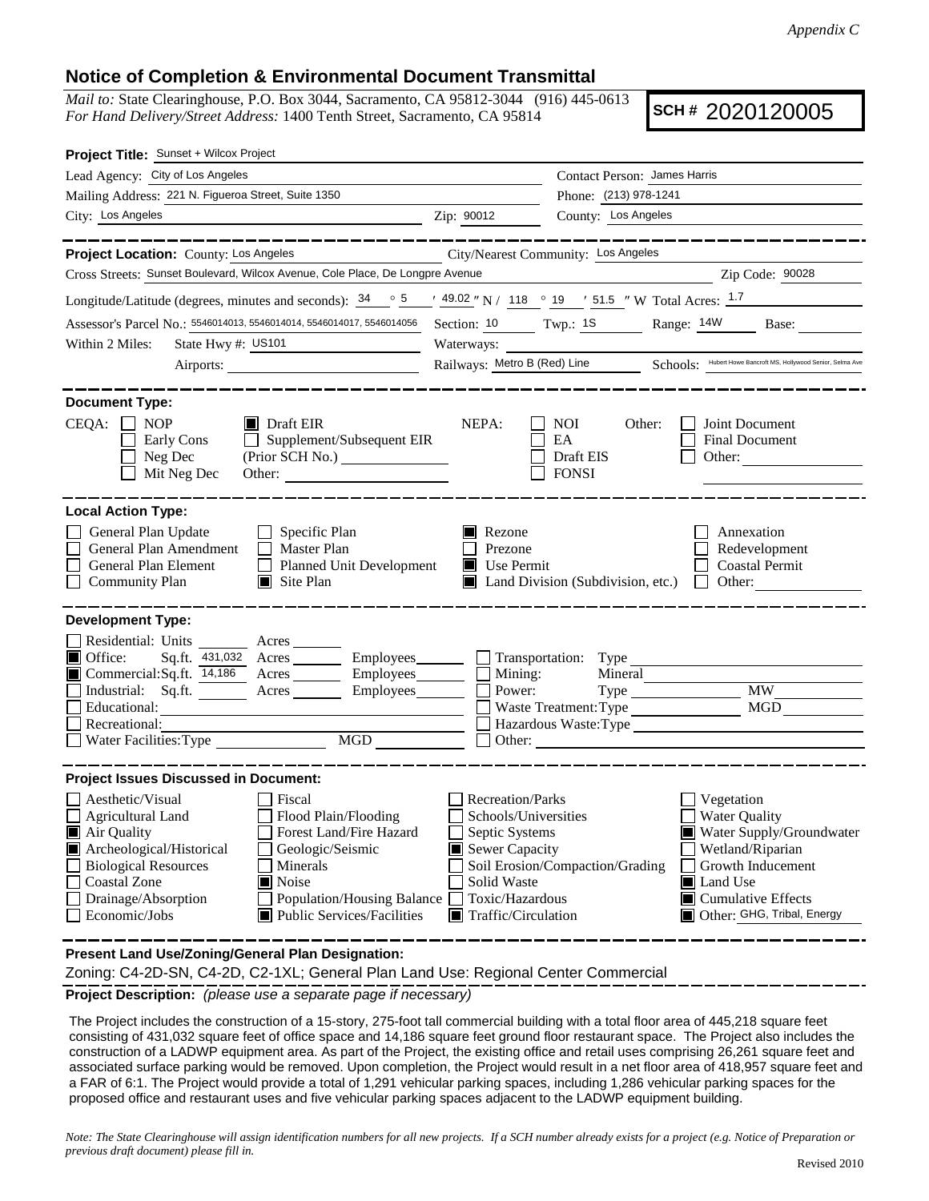*Appendix C*

## Notice of Completion & Environmental Document Transmittal

*Mail to:* State Clearinghouse, P.O. Box 3044, Sacramento, CA 95812-3044 (916) 445-0613
*For Hand Delivery/Street Address:* 1400 Tenth Street, Sacramento, CA 95814

**SCH #** 2020120005

**Project Title:** Sunset + Wilcox Project

Lead Agency: City of Los Angeles
Contact Person: James Harris
Mailing Address: 221 N. Figueroa Street, Suite 1350
Phone: (213) 978-1241
City: Los Angeles
Zip: 90012
County: Los Angeles

**Project Location:** County: Los Angeles
City/Nearest Community: Los Angeles
Cross Streets: Sunset Boulevard, Wilcox Avenue, Cole Place, De Longpre Avenue
Zip Code: 90028
Longitude/Latitude (degrees, minutes and seconds): 34 ° 5 ′ 49.02 ″ N / 118 ° 19 ′ 51.5 ″ W Total Acres: 1.7
Assessor's Parcel No.: 5546014013, 5546014014, 5546014017, 5546014056
Section: 10 Twp.: 1S Range: 14W Base:
Within 2 Miles: State Hwy #: US101
Waterways:
Airports:
Railways: Metro B (Red) Line
Schools: Hubert Howe Bancroft MS, Hollywood Senior, Selma Ave

**Document Type:**

CEQA:
- ☐ NOP
- ☐ Early Cons
- ☐ Neg Dec
- ☐ Mit Neg Dec
- ☒ Draft EIR
- ☐ Supplement/Subsequent EIR (Prior SCH No.)
- Other:

NEPA:
- ☐ NOI
- ☐ EA
- ☐ Draft EIS
- ☐ FONSI

Other:
- ☐ Joint Document
- ☐ Final Document
- ☐ Other:

**Local Action Type:**

- ☐ General Plan Update
- ☐ General Plan Amendment
- ☐ General Plan Element
- ☐ Community Plan
- ☐ Specific Plan
- ☐ Master Plan
- ☐ Planned Unit Development
- ☒ Site Plan
- ☒ Rezone
- ☐ Prezone
- ☒ Use Permit
- ☒ Land Division (Subdivision, etc.)
- ☐ Annexation
- ☐ Redevelopment
- ☐ Coastal Permit
- ☐ Other:

**Development Type:**

- ☐ Residential: Units Acres
- ☒ Office: Sq.ft. 431,032 Acres Employees
- ☒ Commercial: Sq.ft. 14,186 Acres Employees
- ☐ Industrial: Sq.ft. Acres Employees
- ☐ Educational:
- ☐ Recreational:
- ☐ Water Facilities: Type MGD
- ☐ Transportation: Type
- ☐ Mining: Mineral
- ☐ Power: Type MW
- ☐ Waste Treatment: Type MGD
- ☐ Hazardous Waste: Type
- ☐ Other:

**Project Issues Discussed in Document:**

- ☐ Aesthetic/Visual
- ☐ Agricultural Land
- ☒ Air Quality
- ☒ Archeological/Historical
- ☐ Biological Resources
- ☐ Coastal Zone
- ☐ Drainage/Absorption
- ☐ Economic/Jobs
- ☐ Fiscal
- ☐ Flood Plain/Flooding
- ☐ Forest Land/Fire Hazard
- ☐ Geologic/Seismic
- ☐ Minerals
- ☒ Noise
- ☐ Population/Housing Balance
- ☒ Public Services/Facilities
- ☐ Recreation/Parks
- ☐ Schools/Universities
- ☐ Septic Systems
- ☒ Sewer Capacity
- ☐ Soil Erosion/Compaction/Grading
- ☐ Solid Waste
- ☐ Toxic/Hazardous
- ☒ Traffic/Circulation
- ☐ Vegetation
- ☐ Water Quality
- ☒ Water Supply/Groundwater
- ☐ Wetland/Riparian
- ☐ Growth Inducement
- ☒ Land Use
- ☒ Cumulative Effects
- ☒ Other: GHG, Tribal, Energy

**Present Land Use/Zoning/General Plan Designation:**

Zoning: C4-2D-SN, C4-2D, C2-1XL; General Plan Land Use: Regional Center Commercial

**Project Description:** *(please use a separate page if necessary)*

The Project includes the construction of a 15-story, 275-foot tall commercial building with a total floor area of 445,218 square feet consisting of 431,032 square feet of office space and 14,186 square feet ground floor restaurant space. The Project also includes the construction of a LADWP equipment area. As part of the Project, the existing office and retail uses comprising 26,261 square feet and associated surface parking would be removed. Upon completion, the Project would result in a net floor area of 418,957 square feet and a FAR of 6:1. The Project would provide a total of 1,291 vehicular parking spaces, including 1,286 vehicular parking spaces for the proposed office and restaurant uses and five vehicular parking spaces adjacent to the LADWP equipment building.

*Note: The State Clearinghouse will assign identification numbers for all new projects. If a SCH number already exists for a project (e.g. Notice of Preparation or previous draft document) please fill in.*

Revised 2010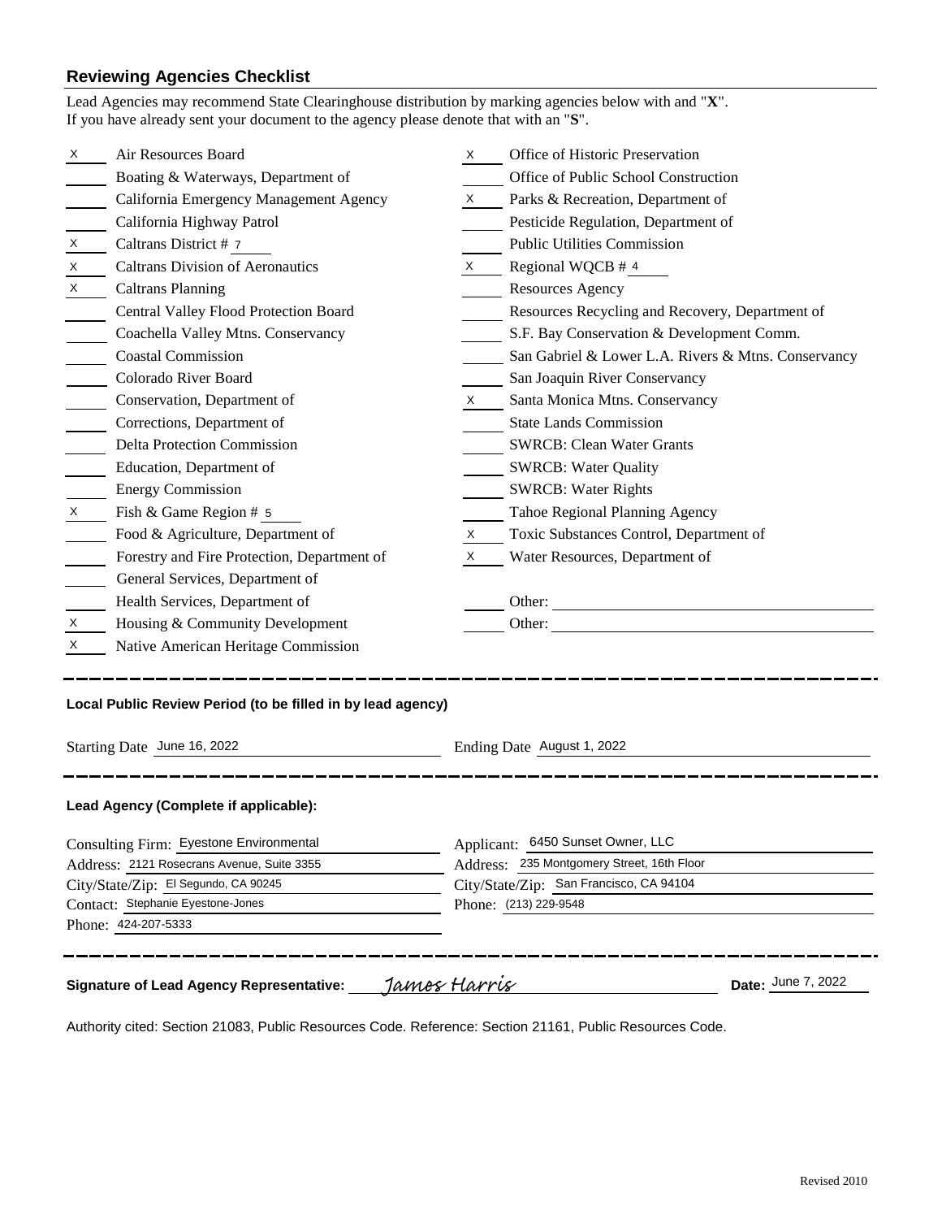## Reviewing Agencies Checklist

Lead Agencies may recommend State Clearinghouse distribution by marking agencies below with and "**X**". If you have already sent your document to the agency please denote that with an "**S**".

| | | | |
|---|---|---|---|
| X | Air Resources Board | X | Office of Historic Preservation |
| | Boating & Waterways, Department of | | Office of Public School Construction |
| | California Emergency Management Agency | X | Parks & Recreation, Department of |
| | California Highway Patrol | | Pesticide Regulation, Department of |
| X | Caltrans District # 7 | | Public Utilities Commission |
| X | Caltrans Division of Aeronautics | X | Regional WQCB # 4 |
| X | Caltrans Planning | | Resources Agency |
| | Central Valley Flood Protection Board | | Resources Recycling and Recovery, Department of |
| | Coachella Valley Mtns. Conservancy | | S.F. Bay Conservation & Development Comm. |
| | Coastal Commission | | San Gabriel & Lower L.A. Rivers & Mtns. Conservancy |
| | Colorado River Board | | San Joaquin River Conservancy |
| | Conservation, Department of | X | Santa Monica Mtns. Conservancy |
| | Corrections, Department of | | State Lands Commission |
| | Delta Protection Commission | | SWRCB: Clean Water Grants |
| | Education, Department of | | SWRCB: Water Quality |
| | Energy Commission | | SWRCB: Water Rights |
| X | Fish & Game Region # 5 | | Tahoe Regional Planning Agency |
| | Food & Agriculture, Department of | X | Toxic Substances Control, Department of |
| | Forestry and Fire Protection, Department of | X | Water Resources, Department of |
| | General Services, Department of | | |
| | Health Services, Department of | | Other: |
| X | Housing & Community Development | | Other: |
| X | Native American Heritage Commission | | |

---

**Local Public Review Period (to be filled in by lead agency)**

Starting Date June 16, 2022 Ending Date August 1, 2022

---

**Lead Agency (Complete if applicable):**

| | |
|---|---|
| Consulting Firm: Eyestone Environmental | Applicant: 6450 Sunset Owner, LLC |
| Address: 2121 Rosecrans Avenue, Suite 3355 | Address: 235 Montgomery Street, 16th Floor |
| City/State/Zip: El Segundo, CA 90245 | City/State/Zip: San Francisco, CA 94104 |
| Contact: Stephanie Eyestone-Jones | Phone: (213) 229-9548 |
| Phone: 424-207-5333 | |

---

**Signature of Lead Agency Representative:** *James Harris* **Date:** June 7, 2022

Authority cited: Section 21083, Public Resources Code. Reference: Section 21161, Public Resources Code.

Revised 2010